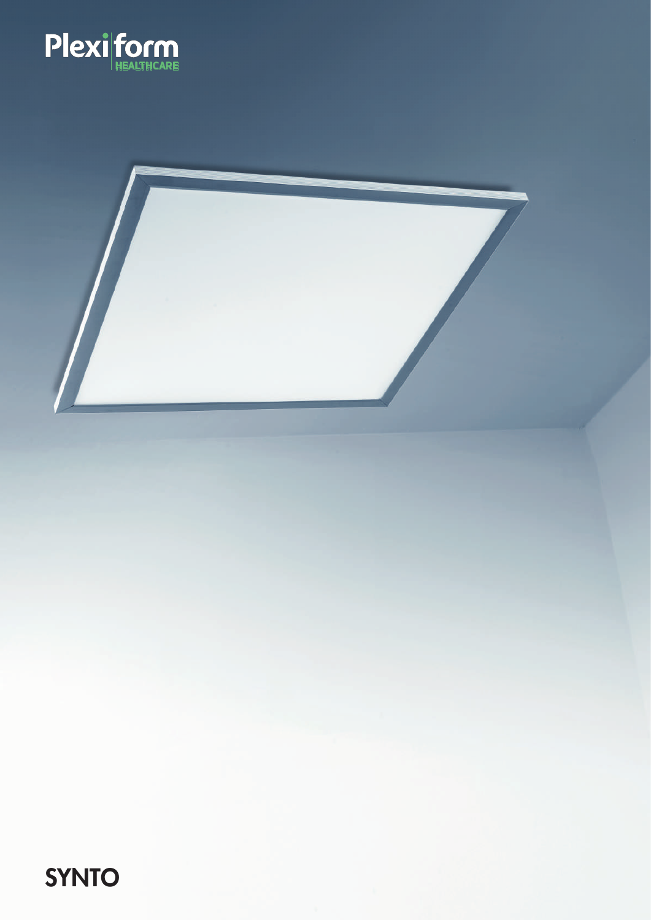Plexiform HEALTHCARE

# SYNTO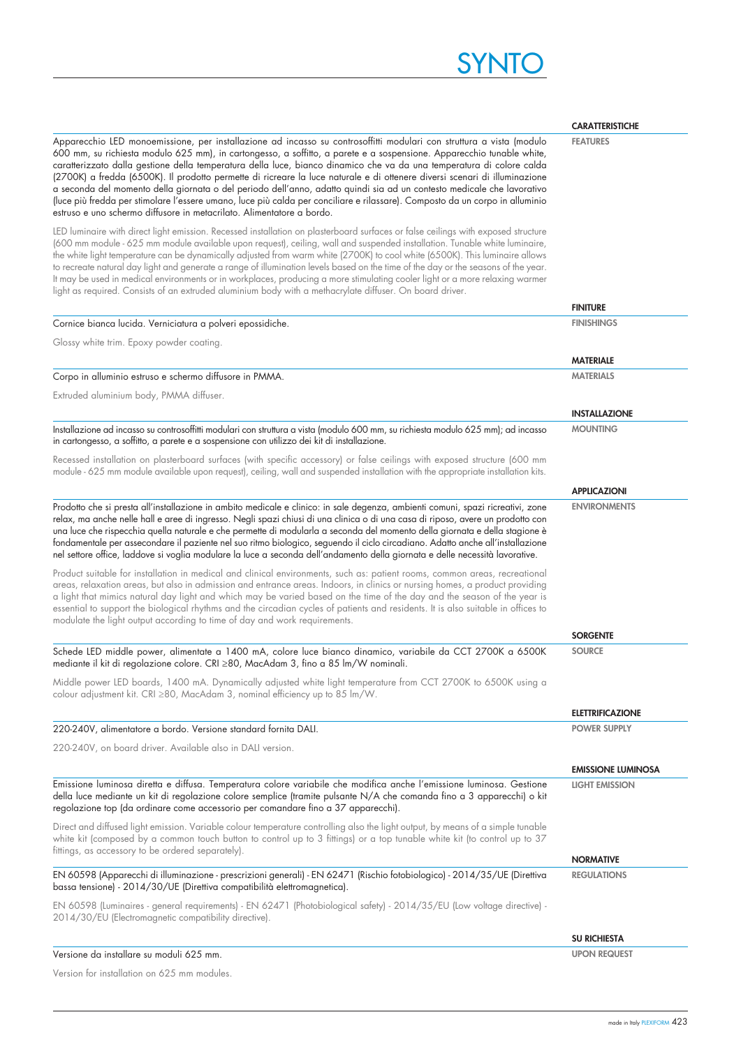# SYNTO

## CARATTERISTICHE
### FEATURES

Apparecchio LED monoemissione, per installazione ad incasso su controsoffitti modulari con struttura a vista (modulo 600 mm, su richiesta modulo 625 mm), in cartongesso, a soffitto, a parete e a sospensione. Apparecchio tunable white, caratterizzato dalla gestione della temperatura della luce, bianco dinamico che va da una temperatura di colore calda (2700K) a fredda (6500K). Il prodotto permette di ricreare la luce naturale e di ottenere diversi scenari di illuminazione a seconda del momento della giornata o del periodo dell'anno, adatto quindi sia ad un contesto medicale che lavorativo (luce più fredda per stimolare l'essere umano, luce più calda per conciliare e rilassare). Composto da un corpo in alluminio estruso e uno schermo diffusore in metacrilato. Alimentatore a bordo.

LED luminaire with direct light emission. Recessed installation on plasterboard surfaces or false ceilings with exposed structure (600 mm module - 625 mm module available upon request), ceiling, wall and suspended installation. Tunable white luminaire, the white light temperature can be dynamically adjusted from warm white (2700K) to cool white (6500K). This luminaire allows to recreate natural day light and generate a range of illumination levels based on the time of the day or the seasons of the year. It may be used in medical environments or in workplaces, producing a more stimulating cooler light or a more relaxing warmer light as required. Consists of an extruded aluminium body with a methacrylate diffuser. On board driver.

## FINITURE
### FINISHINGS

Cornice bianca lucida. Verniciatura a polveri epossidiche.

Glossy white trim. Epoxy powder coating.

## MATERIALE
### MATERIALS

Corpo in alluminio estruso e schermo diffusore in PMMA.

Extruded aluminium body, PMMA diffuser.

## INSTALLAZIONE
### MOUNTING

Installazione ad incasso su controsoffitti modulari con struttura a vista (modulo 600 mm, su richiesta modulo 625 mm); ad incasso in cartongesso, a soffitto, a parete e a sospensione con utilizzo dei kit di installazione.

Recessed installation on plasterboard surfaces (with specific accessory) or false ceilings with exposed structure (600 mm module - 625 mm module available upon request), ceiling, wall and suspended installation with the appropriate installation kits.

## APPLICAZIONI
### ENVIRONMENTS

Prodotto che si presta all'installazione in ambito medicale e clinico: in sale degenza, ambienti comuni, spazi ricreativi, zone relax, ma anche nelle hall e aree di ingresso. Negli spazi chiusi di una clinica o di una casa di riposo, avere un prodotto con una luce che rispecchia quella naturale e che permette di modularla a seconda del momento della giornata e della stagione è fondamentale per assecondare il paziente nel suo ritmo biologico, seguendo il ciclo circadiano. Adatto anche all'installazione nel settore office, laddove si voglia modulare la luce a seconda dell'andamento della giornata e delle necessità lavorative.

Product suitable for installation in medical and clinical environments, such as: patient rooms, common areas, recreational areas, relaxation areas, but also in admission and entrance areas. Indoors, in clinics or nursing homes, a product providing a light that mimics natural day light and which may be varied based on the time of the day and the season of the year is essential to support the biological rhythms and the circadian cycles of patients and residents. It is also suitable in offices to modulate the light output according to time of day and work requirements.

## SORGENTE
### SOURCE

Schede LED middle power, alimentate a 1400 mA, colore luce bianco dinamico, variabile da CCT 2700K a 6500K mediante il kit di regolazione colore. CRI ≥80, MacAdam 3, fino a 85 lm/W nominali.

Middle power LED boards, 1400 mA. Dynamically adjusted white light temperature from CCT 2700K to 6500K using a colour adjustment kit. CRI ≥80, MacAdam 3, nominal efficiency up to 85 lm/W.

## ELETTRIFICAZIONE
### POWER SUPPLY

220-240V, alimentatore a bordo. Versione standard fornita DALI.

220-240V, on board driver. Available also in DALI version.

## EMISSIONE LUMINOSA
### LIGHT EMISSION

Emissione luminosa diretta e diffusa. Temperatura colore variabile che modifica anche l'emissione luminosa. Gestione della luce mediante un kit di regolazione colore semplice (tramite pulsante N/A che comanda fino a 3 apparecchi) o kit regolazione top (da ordinare come accessorio per comandare fino a 37 apparecchi).

Direct and diffused light emission. Variable colour temperature controlling also the light output, by means of a simple tunable white kit (composed by a common touch button to control up to 3 fittings) or a top tunable white kit (to control up to 37 fittings, as accessory to be ordered separately).

## NORMATIVE
### REGULATIONS

EN 60598 (Apparecchi di illuminazione - prescrizioni generali) - EN 62471 (Rischio fotobiologico) - 2014/35/UE (Direttiva bassa tensione) - 2014/30/UE (Direttiva compatibilità elettromagnetica).

EN 60598 (Luminaires - general requirements) - EN 62471 (Photobiological safety) - 2014/35/EU (Low voltage directive) - 2014/30/EU (Electromagnetic compatibility directive).

## SU RICHIESTA
### UPON REQUEST

Versione da installare su moduli 625 mm.

Version for installation on 625 mm modules.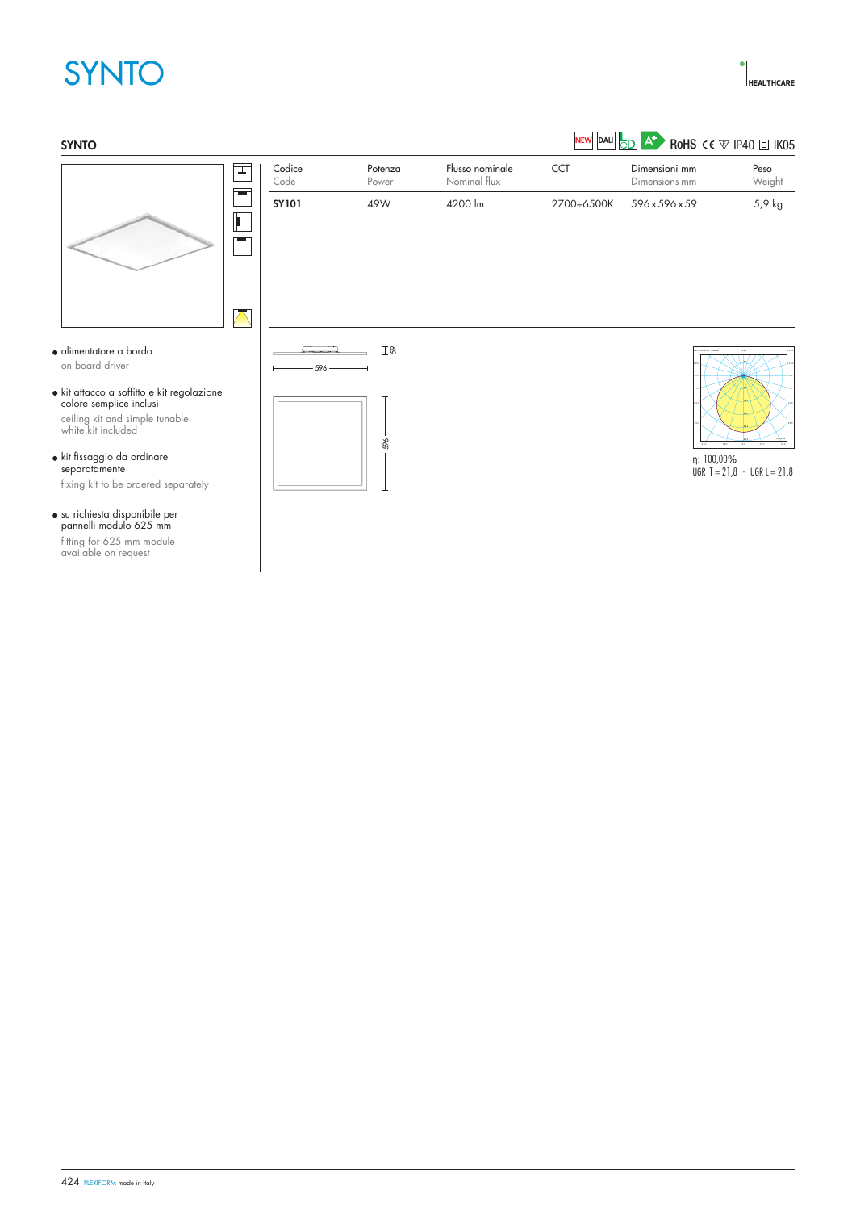# SYNTO

HEALTHCARE

## SYNTO

NEW DALI A+ RoHS CE IP40 IK05

| Codice<br>Code | Potenza<br>Power | Flusso nominale<br>Nominal flux | CCT | Dimensioni mm<br>Dimensions mm | Peso<br>Weight |
|---|---|---|---|---|---|
| **SY101** | 49W | 4200 lm | 2700÷6500K | 596 x 596 x 59 | 5,9 kg |

- alimentatore a bordo
  on board driver
- kit attacco a soffitto e kit regolazione colore semplice inclusi
  ceiling kit and simple tunable white kit included
- kit fissaggio da ordinare separatamente
  fixing kit to be ordered separately
- su richiesta disponibile per pannelli modulo 625 mm
  fitting for 625 mm module available on request

596 59 596

η: 100,00%
UGR T = 21,8 - UGR L = 21,8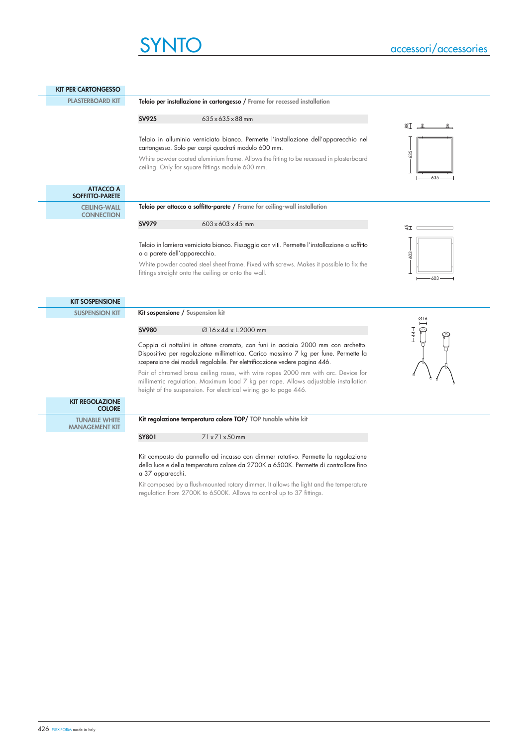# SYNTO

accessori/accessories

## KIT PER CARTONGESSO
PLASTERBOARD KIT

**Telaio per installazione in cartongesso** / Frame for recessed installation

| **SV925** | 635 x 635 x 88 mm |
|---|---|

Telaio in alluminio verniciato bianco. Permette l'installazione dell'apparecchio nel cartongesso. Solo per corpi quadrati modulo 600 mm.

White powder coated aluminium frame. Allows the fitting to be recessed in plasterboard ceiling. Only for square fittings module 600 mm.

## ATTACCO A SOFFITTO-PARETE
CEILING-WALL CONNECTION

**Telaio per attacco a soffitto-parete** / Frame for ceiling-wall installation

| **SV979** | 603 x 603 x 45 mm |
|---|---|

Telaio in lamiera verniciata bianco. Fissaggio con viti. Permette l'installazione a soffitto o a parete dell'apparecchio.

White powder coated steel sheet frame. Fixed with screws. Makes it possible to fix the fittings straight onto the ceiling or onto the wall.

## KIT SOSPENSIONE
SUSPENSION KIT

**Kit sospensione** / Suspension kit

| **SV980** | Ø 16 x 44 x L.2000 mm |
|---|---|

Coppia di nottolini in ottone cromato, con funi in acciaio 2000 mm con archetto. Dispositivo per regolazione millimetrica. Carico massimo 7 kg per fune. Permette la sospensione dei moduli regolabile. Per elettrificazione vedere pagina 446.

Pair of chromed brass ceiling roses, with wire ropes 2000 mm with arc. Device for millimetric regulation. Maximum load 7 kg per rope. Allows adjustable installation height of the suspension. For electrical wiring go to page 446.

## KIT REGOLAZIONE COLORE
TUNABLE WHITE MANAGEMENT KIT

**Kit regolazione temperatura colore TOP**/ TOP tunable white kit

| **SY801** | 71 x 71 x 50 mm |
|---|---|

Kit composto da pannello ad incasso con dimmer rotativo. Permette la regolazione della luce e della temperatura colore da 2700K a 6500K. Permette di controllare fino a 37 apparecchi.

Kit composed by a flush-mounted rotary dimmer. It allows the light and the temperature regulation from 2700K to 6500K. Allows to control up to 37 fittings.